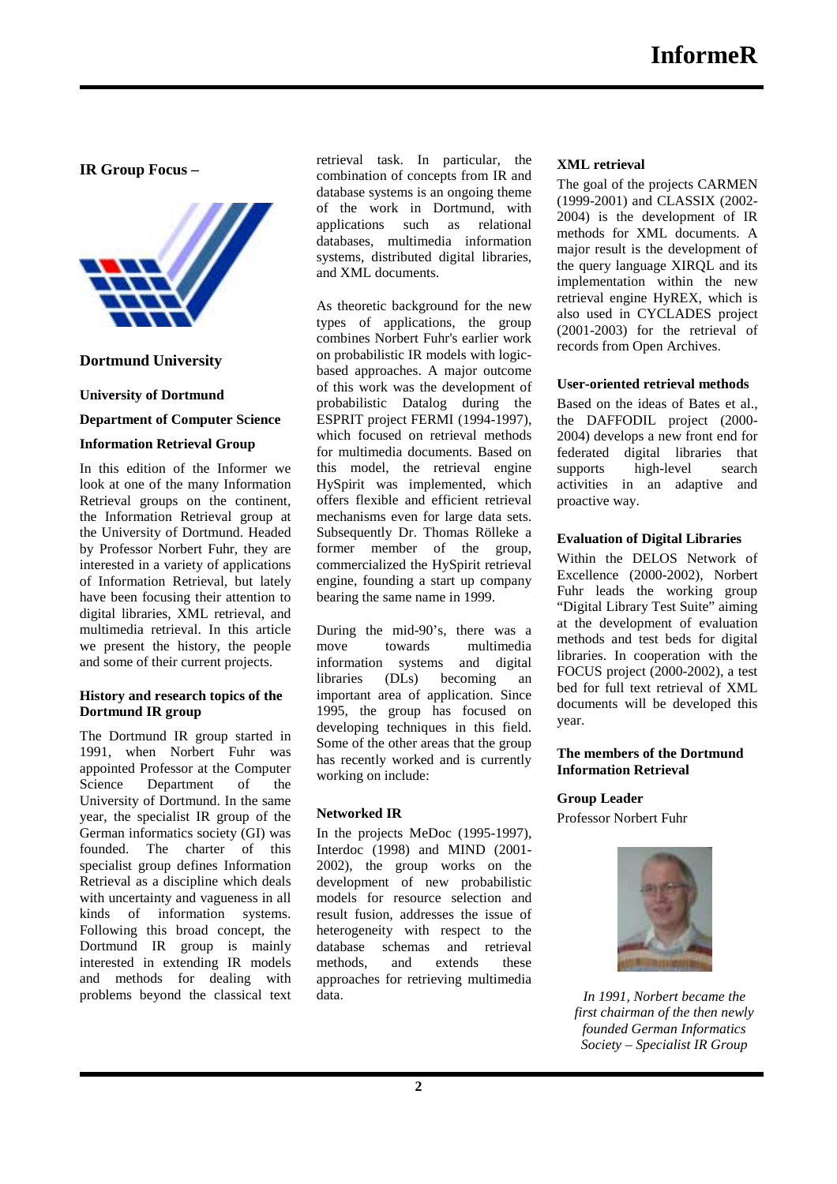## IR Group Focus –

### Dortmund University

**University of Dortmund**

**Department of Computer Science**

**Information Retrieval Group**

In this edition of the Informer we look at one of the many Information Retrieval groups on the continent, the Information Retrieval group at the University of Dortmund. Headed by Professor Norbert Fuhr, they are interested in a variety of applications of Information Retrieval, but lately have been focusing their attention to digital libraries, XML retrieval, and multimedia retrieval. In this article we present the history, the people and some of their current projects.

#### History and research topics of the Dortmund IR group

The Dortmund IR group started in 1991, when Norbert Fuhr was appointed Professor at the Computer Science Department of the University of Dortmund. In the same year, the specialist IR group of the German informatics society (GI) was founded. The charter of this specialist group defines Information Retrieval as a discipline which deals with uncertainty and vagueness in all kinds of information systems. Following this broad concept, the Dortmund IR group is mainly interested in extending IR models and methods for dealing with problems beyond the classical text retrieval task. In particular, the combination of concepts from IR and database systems is an ongoing theme of the work in Dortmund, with applications such as relational databases, multimedia information systems, distributed digital libraries, and XML documents.

As theoretic background for the new types of applications, the group combines Norbert Fuhr's earlier work on probabilistic IR models with logic-based approaches. A major outcome of this work was the development of probabilistic Datalog during the ESPRIT project FERMI (1994-1997), which focused on retrieval methods for multimedia documents. Based on this model, the retrieval engine HySpirit was implemented, which offers flexible and efficient retrieval mechanisms even for large data sets. Subsequently Dr. Thomas Rölleke a former member of the group, commercialized the HySpirit retrieval engine, founding a start up company bearing the same name in 1999.

During the mid-90's, there was a move towards multimedia information systems and digital libraries (DLs) becoming an important area of application. Since 1995, the group has focused on developing techniques in this field. Some of the other areas that the group has recently worked and is currently working on include:

#### Networked IR

In the projects MeDoc (1995-1997), Interdoc (1998) and MIND (2001-2002), the group works on the development of new probabilistic models for resource selection and result fusion, addresses the issue of heterogeneity with respect to the database schemas and retrieval methods, and extends these approaches for retrieving multimedia data.

#### XML retrieval

The goal of the projects CARMEN (1999-2001) and CLASSIX (2002-2004) is the development of IR methods for XML documents. A major result is the development of the query language XIRQL and its implementation within the new retrieval engine HyREX, which is also used in CYCLADES project (2001-2003) for the retrieval of records from Open Archives.

#### User-oriented retrieval methods

Based on the ideas of Bates et al., the DAFFODIL project (2000-2004) develops a new front end for federated digital libraries that supports high-level search activities in an adaptive and proactive way.

#### Evaluation of Digital Libraries

Within the DELOS Network of Excellence (2000-2002), Norbert Fuhr leads the working group "Digital Library Test Suite" aiming at the development of evaluation methods and test beds for digital libraries. In cooperation with the FOCUS project (2000-2002), a test bed for full text retrieval of XML documents will be developed this year.

#### The members of the Dortmund Information Retrieval

**Group Leader**

Professor Norbert Fuhr

*In 1991, Norbert became the first chairman of the then newly founded German Informatics Society – Specialist IR Group*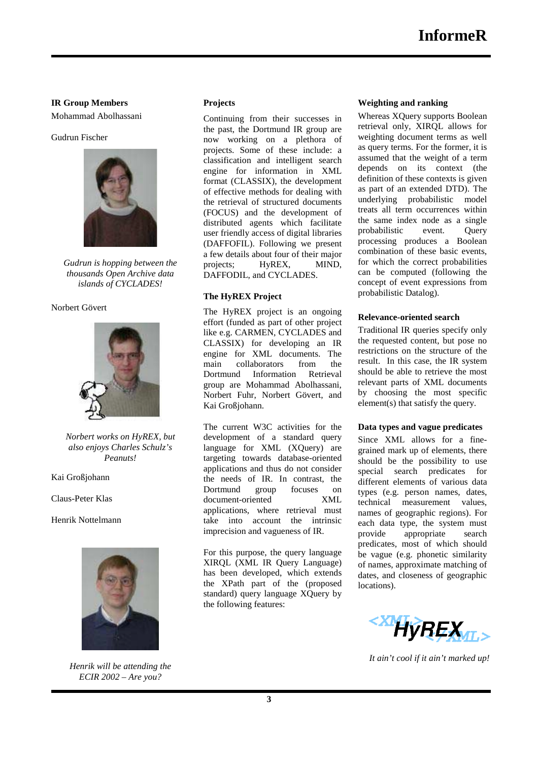**IR Group Members**

Mohammad Abolhassani

Gudrun Fischer

*Gudrun is hopping between the thousands Open Archive data islands of CYCLADES!*

Norbert Gövert

*Norbert works on HyREX, but also enjoys Charles Schulz's Peanuts!*

Kai Großjohann

Claus-Peter Klas

Henrik Nottelmann

*Henrik will be attending the ECIR 2002 – Are you?*

**Projects**

Continuing from their successes in the past, the Dortmund IR group are now working on a plethora of projects. Some of these include: a classification and intelligent search engine for information in XML format (CLASSIX), the development of effective methods for dealing with the retrieval of structured documents (FOCUS) and the development of distributed agents which facilitate user friendly access of digital libraries (DAFFOFIL). Following we present a few details about four of their major projects; HyREX, MIND, DAFFODIL, and CYCLADES.

**The HyREX Project**

The HyREX project is an ongoing effort (funded as part of other project like e.g. CARMEN, CYCLADES and CLASSIX) for developing an IR engine for XML documents. The main collaborators from the Dortmund Information Retrieval group are Mohammad Abolhassani, Norbert Fuhr, Norbert Gövert, and Kai Großjohann.

The current W3C activities for the development of a standard query language for XML (XQuery) are targeting towards database-oriented applications and thus do not consider the needs of IR. In contrast, the Dortmund group focuses on document-oriented XML applications, where retrieval must take into account the intrinsic imprecision and vagueness of IR.

For this purpose, the query language XIRQL (XML IR Query Language) has been developed, which extends the XPath part of the (proposed standard) query language XQuery by the following features:

**Weighting and ranking**

Whereas XQuery supports Boolean retrieval only, XIRQL allows for weighting document terms as well as query terms. For the former, it is assumed that the weight of a term depends on its context (the definition of these contexts is given as part of an extended DTD). The underlying probabilistic model treats all term occurrences within the same index node as a single probabilistic event. Query processing produces a Boolean combination of these basic events, for which the correct probabilities can be computed (following the concept of event expressions from probabilistic Datalog).

**Relevance-oriented search**

Traditional IR queries specify only the requested content, but pose no restrictions on the structure of the result. In this case, the IR system should be able to retrieve the most relevant parts of XML documents by choosing the most specific element(s) that satisfy the query.

**Data types and vague predicates**

Since XML allows for a fine-grained mark up of elements, there should be the possibility to use special search predicates for different elements of various data types (e.g. person names, dates, technical measurement values, names of geographic regions). For each data type, the system must provide appropriate search predicates, most of which should be vague (e.g. phonetic similarity of names, approximate matching of dates, and closeness of geographic locations).

*It ain't cool if it ain't marked up!*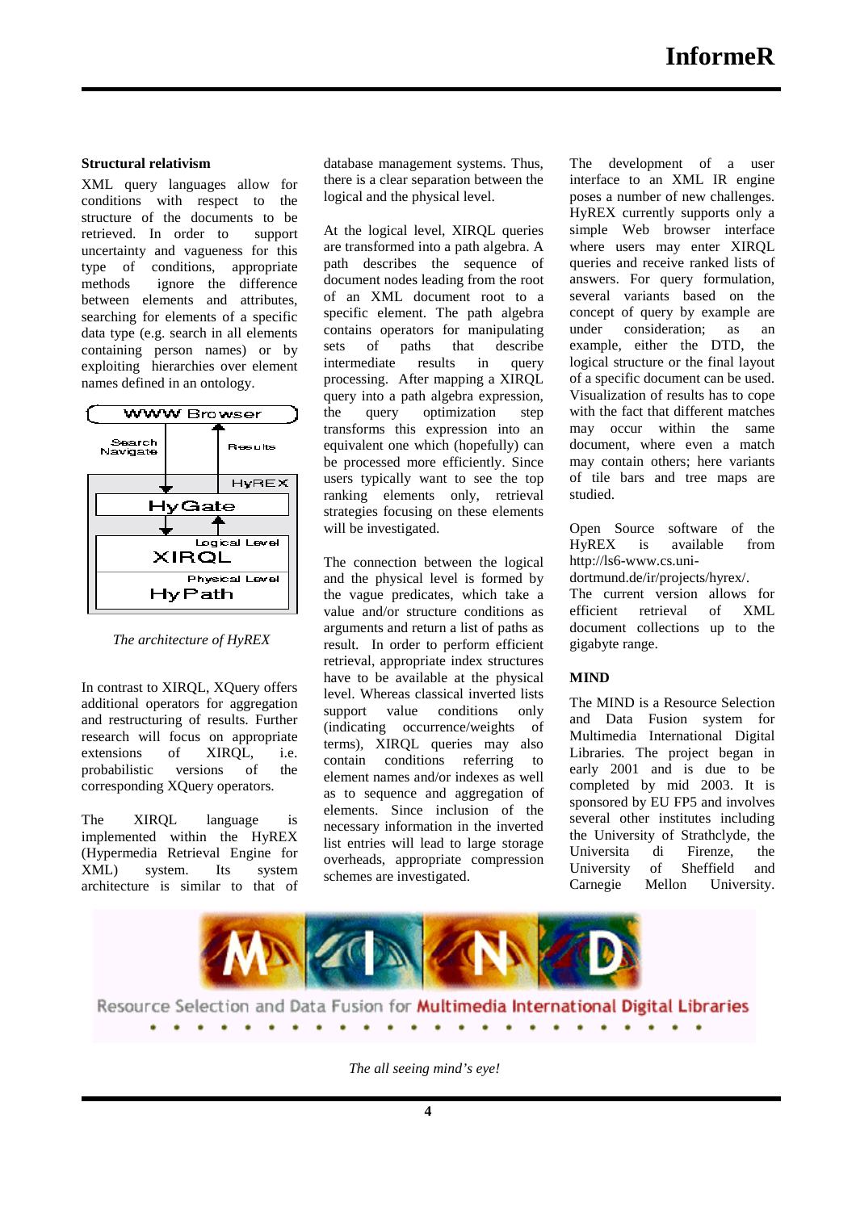### Structural relativism

XML query languages allow for conditions with respect to the structure of the documents to be retrieved. In order to support uncertainty and vagueness for this type of conditions, appropriate methods ignore the difference between elements and attributes, searching for elements of a specific data type (e.g. search in all elements containing person names) or by exploiting hierarchies over element names defined in an ontology.

*The architecture of HyREX*

In contrast to XIRQL, XQuery offers additional operators for aggregation and restructuring of results. Further research will focus on appropriate extensions of XIRQL, i.e. probabilistic versions of the corresponding XQuery operators.

The XIRQL language is implemented within the HyREX (Hypermedia Retrieval Engine for XML) system. Its system architecture is similar to that of database management systems. Thus, there is a clear separation between the logical and the physical level.

At the logical level, XIRQL queries are transformed into a path algebra. A path describes the sequence of document nodes leading from the root of an XML document root to a specific element. The path algebra contains operators for manipulating sets of paths that describe intermediate results in query processing. After mapping a XIRQL query into a path algebra expression, the query optimization step transforms this expression into an equivalent one which (hopefully) can be processed more efficiently. Since users typically want to see the top ranking elements only, retrieval strategies focusing on these elements will be investigated.

The connection between the logical and the physical level is formed by the vague predicates, which take a value and/or structure conditions as arguments and return a list of paths as result. In order to perform efficient retrieval, appropriate index structures have to be available at the physical level. Whereas classical inverted lists support value conditions only (indicating occurrence/weights of terms), XIRQL queries may also contain conditions referring to element names and/or indexes as well as to sequence and aggregation of elements. Since inclusion of the necessary information in the inverted list entries will lead to large storage overheads, appropriate compression schemes are investigated.

The development of a user interface to an XML IR engine poses a number of new challenges. HyREX currently supports only a simple Web browser interface where users may enter XIRQL queries and receive ranked lists of answers. For query formulation, several variants based on the concept of query by example are under consideration; as an example, either the DTD, the logical structure or the final layout of a specific document can be used. Visualization of results has to cope with the fact that different matches may occur within the same document, where even a match may contain others; here variants of tile bars and tree maps are studied.

Open Source software of the HyREX is available from http://ls6-www.cs.uni-dortmund.de/ir/projects/hyrex/. The current version allows for efficient retrieval of XML document collections up to the gigabyte range.

### MIND

The MIND is a Resource Selection and Data Fusion system for Multimedia International Digital Libraries. The project began in early 2001 and is due to be completed by mid 2003. It is sponsored by EU FP5 and involves several other institutes including the University of Strathclyde, the Universita di Firenze, the University of Sheffield and Carnegie Mellon University.

*The all seeing mind's eye!*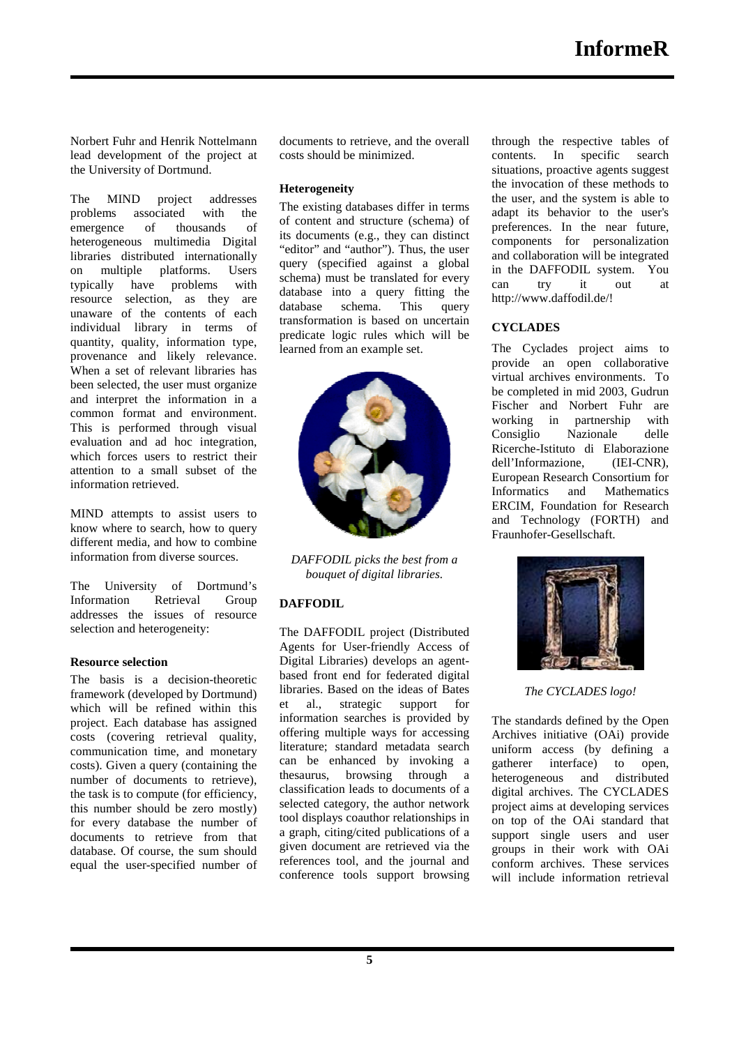Norbert Fuhr and Henrik Nottelmann lead development of the project at the University of Dortmund.

The MIND project addresses problems associated with the emergence of thousands of heterogeneous multimedia Digital libraries distributed internationally on multiple platforms. Users typically have problems with resource selection, as they are unaware of the contents of each individual library in terms of quantity, quality, information type, provenance and likely relevance. When a set of relevant libraries has been selected, the user must organize and interpret the information in a common format and environment. This is performed through visual evaluation and ad hoc integration, which forces users to restrict their attention to a small subset of the information retrieved.

MIND attempts to assist users to know where to search, how to query different media, and how to combine information from diverse sources.

The University of Dortmund's Information Retrieval Group addresses the issues of resource selection and heterogeneity:

**Resource selection**

The basis is a decision-theoretic framework (developed by Dortmund) which will be refined within this project. Each database has assigned costs (covering retrieval quality, communication time, and monetary costs). Given a query (containing the number of documents to retrieve), the task is to compute (for efficiency, this number should be zero mostly) for every database the number of documents to retrieve from that database. Of course, the sum should equal the user-specified number of documents to retrieve, and the overall costs should be minimized.

**Heterogeneity**

The existing databases differ in terms of content and structure (schema) of its documents (e.g., they can distinct "editor" and "author"). Thus, the user query (specified against a global schema) must be translated for every database into a query fitting the database schema. This query transformation is based on uncertain predicate logic rules which will be learned from an example set.

*DAFFODIL picks the best from a bouquet of digital libraries.*

**DAFFODIL**

The DAFFODIL project (Distributed Agents for User-friendly Access of Digital Libraries) develops an agent-based front end for federated digital libraries. Based on the ideas of Bates et al., strategic support for information searches is provided by offering multiple ways for accessing literature; standard metadata search can be enhanced by invoking a thesaurus, browsing through a classification leads to documents of a selected category, the author network tool displays coauthor relationships in a graph, citing/cited publications of a given document are retrieved via the references tool, and the journal and conference tools support browsing through the respective tables of contents. In specific search situations, proactive agents suggest the invocation of these methods to the user, and the system is able to adapt its behavior to the user's preferences. In the near future, components for personalization and collaboration will be integrated in the DAFFODIL system. You can try it out at http://www.daffodil.de/!

**CYCLADES**

The Cyclades project aims to provide an open collaborative virtual archives environments. To be completed in mid 2003, Gudrun Fischer and Norbert Fuhr are working in partnership with Consiglio Nazionale delle Ricerche-Istituto di Elaborazione dell'Informazione, (IEI-CNR), European Research Consortium for Informatics and Mathematics ERCIM, Foundation for Research and Technology (FORTH) and Fraunhofer-Gesellschaft.

*The CYCLADES logo!*

The standards defined by the Open Archives initiative (OAi) provide uniform access (by defining a gatherer interface) to open, heterogeneous and distributed digital archives. The CYCLADES project aims at developing services on top of the OAi standard that support single users and user groups in their work with OAi conform archives. These services will include information retrieval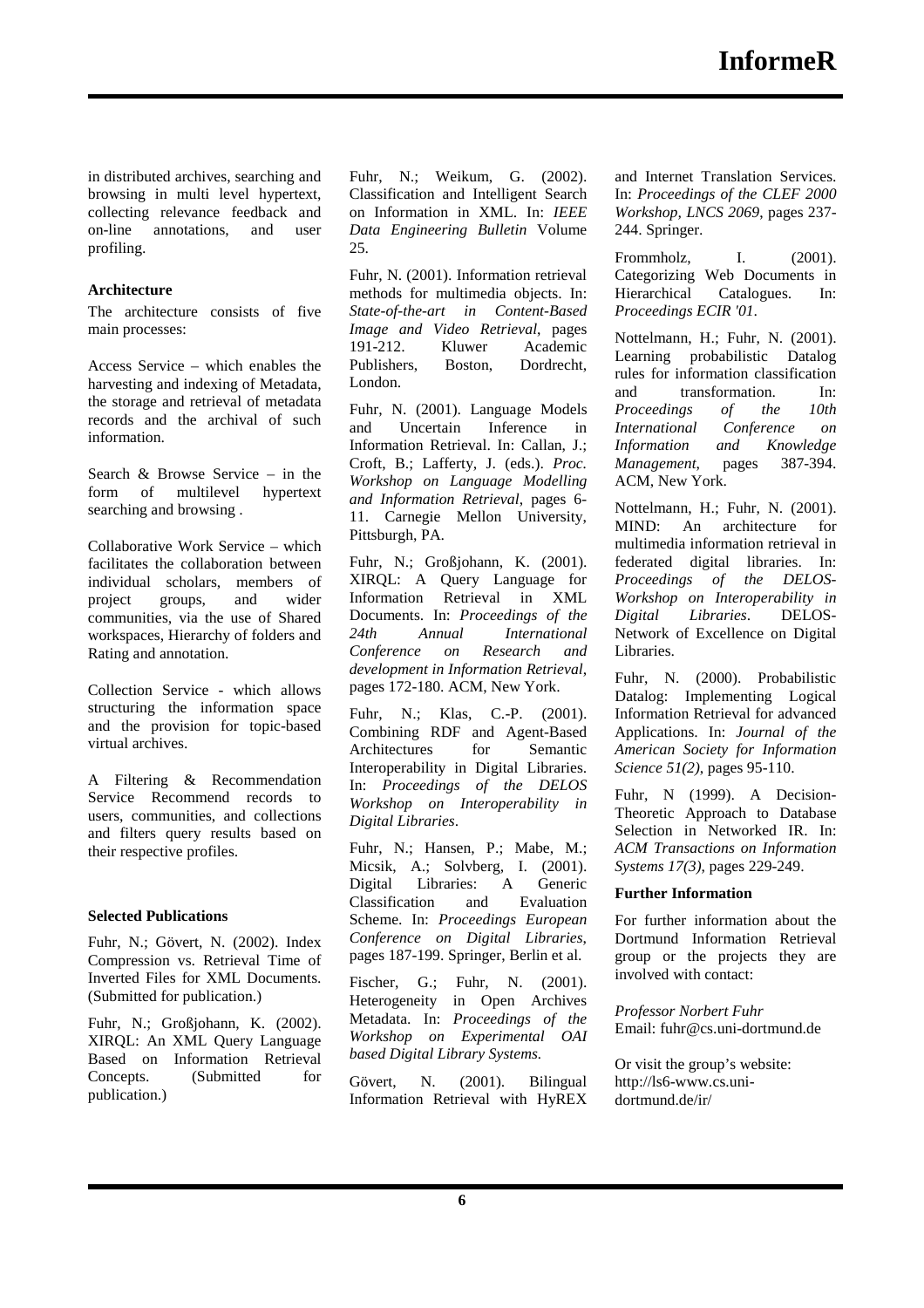in distributed archives, searching and browsing in multi level hypertext, collecting relevance feedback and on-line annotations, and user profiling.

### Architecture

The architecture consists of five main processes:

Access Service – which enables the harvesting and indexing of Metadata, the storage and retrieval of metadata records and the archival of such information.

Search & Browse Service – in the form of multilevel hypertext searching and browsing .

Collaborative Work Service – which facilitates the collaboration between individual scholars, members of project groups, and wider communities, via the use of Shared workspaces, Hierarchy of folders and Rating and annotation.

Collection Service - which allows structuring the information space and the provision for topic-based virtual archives.

A Filtering & Recommendation Service Recommend records to users, communities, and collections and filters query results based on their respective profiles.

### Selected Publications

Fuhr, N.; Gövert, N. (2002). Index Compression vs. Retrieval Time of Inverted Files for XML Documents. (Submitted for publication.)

Fuhr, N.; Großjohann, K. (2002). XIRQL: An XML Query Language Based on Information Retrieval Concepts. (Submitted for publication.)

Fuhr, N.; Weikum, G. (2002). Classification and Intelligent Search on Information in XML. In: *IEEE Data Engineering Bulletin* Volume 25.

Fuhr, N. (2001). Information retrieval methods for multimedia objects. In: *State-of-the-art in Content-Based Image and Video Retrieval*, pages 191-212. Kluwer Academic Publishers, Boston, Dordrecht, London.

Fuhr, N. (2001). Language Models and Uncertain Inference in Information Retrieval. In: Callan, J.; Croft, B.; Lafferty, J. (eds.). *Proc. Workshop on Language Modelling and Information Retrieval*, pages 6-11. Carnegie Mellon University, Pittsburgh, PA.

Fuhr, N.; Großjohann, K. (2001). XIRQL: A Query Language for Information Retrieval in XML Documents. In: *Proceedings of the 24th Annual International Conference on Research and development in Information Retrieval*, pages 172-180. ACM, New York.

Fuhr, N.; Klas, C.-P. (2001). Combining RDF and Agent-Based Architectures for Semantic Interoperability in Digital Libraries. In: *Proceedings of the DELOS Workshop on Interoperability in Digital Libraries*.

Fuhr, N.; Hansen, P.; Mabe, M.; Micsik, A.; Solvberg, I. (2001). Digital Libraries: A Generic Classification and Evaluation Scheme. In: *Proceedings European Conference on Digital Libraries*, pages 187-199. Springer, Berlin et al.

Fischer, G.; Fuhr, N. (2001). Heterogeneity in Open Archives Metadata. In: *Proceedings of the Workshop on Experimental OAI based Digital Library Systems*.

Gövert, N. (2001). Bilingual Information Retrieval with HyREX and Internet Translation Services. In: *Proceedings of the CLEF 2000 Workshop, LNCS 2069*, pages 237-244. Springer.

Frommholz, I. (2001). Categorizing Web Documents in Hierarchical Catalogues. In: *Proceedings ECIR '01*.

Nottelmann, H.; Fuhr, N. (2001). Learning probabilistic Datalog rules for information classification and transformation. In: *Proceedings of the 10th International Conference on Information and Knowledge Management*, pages 387-394. ACM, New York.

Nottelmann, H.; Fuhr, N. (2001). MIND: An architecture for multimedia information retrieval in federated digital libraries. In: *Proceedings of the DELOS-Workshop on Interoperability in Digital Libraries*. DELOS-Network of Excellence on Digital Libraries.

Fuhr, N. (2000). Probabilistic Datalog: Implementing Logical Information Retrieval for advanced Applications. In: *Journal of the American Society for Information Science 51(2)*, pages 95-110.

Fuhr, N (1999). A Decision-Theoretic Approach to Database Selection in Networked IR. In: *ACM Transactions on Information Systems 17(3)*, pages 229-249.

### Further Information

For further information about the Dortmund Information Retrieval group or the projects they are involved with contact:

*Professor Norbert Fuhr*
Email: fuhr@cs.uni-dortmund.de

Or visit the group's website:
http://ls6-www.cs.uni-dortmund.de/ir/